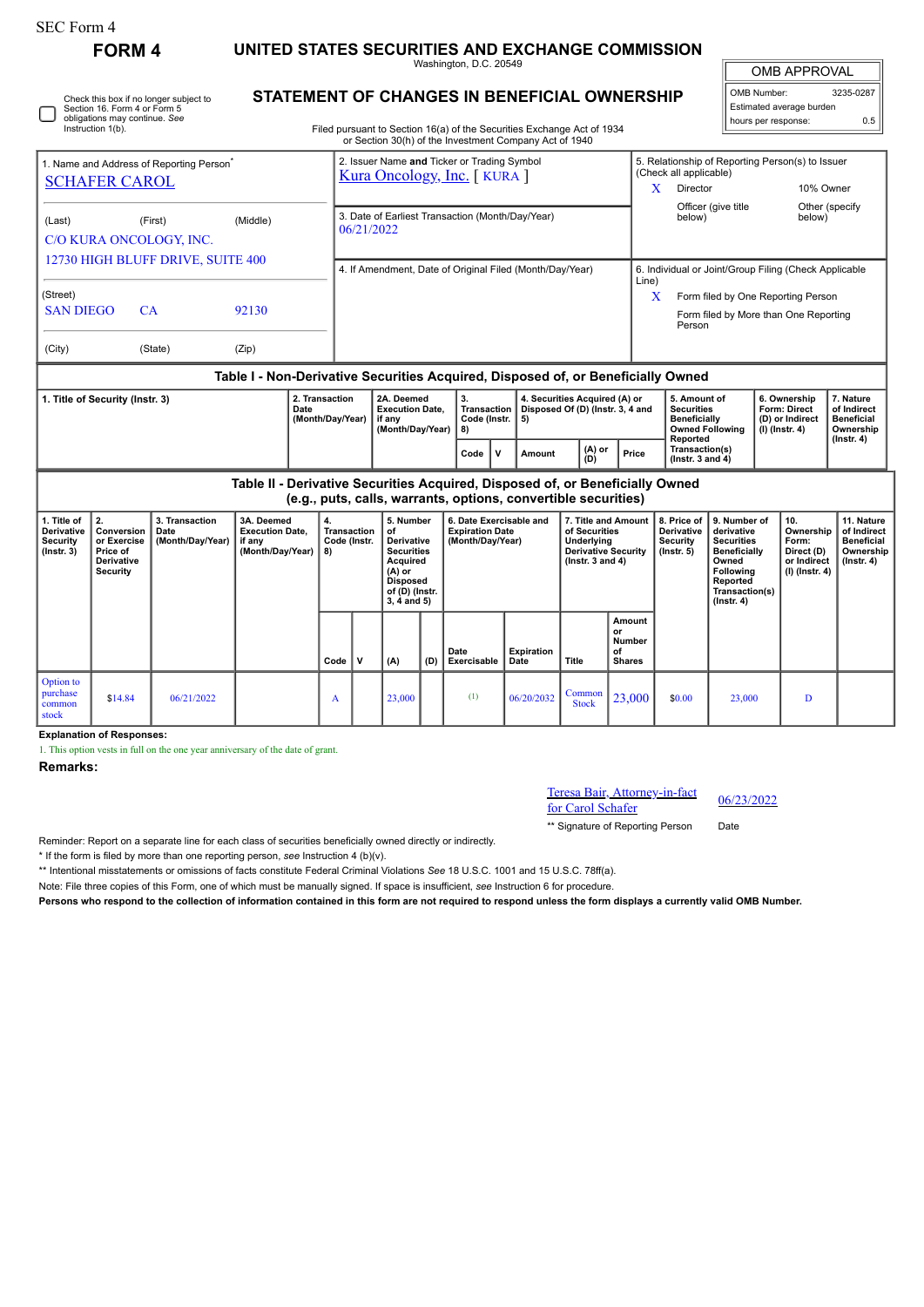SEC Form 4

# FORM 4

## UNITED STATES SECURITIES AND EXCHANGE COMMISSION

Washington, D.C. 20549

## STATEMENT OF CHANGES IN BENEFICIAL OWNERSHIP

Filed pursuant to Section 16(a) of the Securities Exchange Act of 1934 or Section 30(h) of the Investment Company Act of 1940

| OMB APPROVAL | |
|---|---|
| OMB Number: | 3235-0287 |
| Estimated average burden | |
| hours per response: | 0.5 |

☐ Check this box if no longer subject to Section 16. Form 4 or Form 5 obligations may continue. *See* Instruction 1(b).

**1. Name and Address of Reporting Person*** 
SCHAFER CAROL

(Last) (First) (Middle)
C/O KURA ONCOLOGY, INC.
12730 HIGH BLUFF DRIVE, SUITE 400

(Street)
SAN DIEGO CA 92130

(City) (State) (Zip)

**2. Issuer Name and Ticker or Trading Symbol**
Kura Oncology, Inc. [ KURA ]

**3. Date of Earliest Transaction (Month/Day/Year)**
06/21/2022

**4. If Amendment, Date of Original Filed (Month/Day/Year)**

**5. Relationship of Reporting Person(s) to Issuer (Check all applicable)**
X Director
10% Owner
Officer (give title below)
Other (specify below)

**6. Individual or Joint/Group Filing (Check Applicable Line)**
X Form filed by One Reporting Person
Form filed by More than One Reporting Person

### Table I - Non-Derivative Securities Acquired, Disposed of, or Beneficially Owned

| 1. Title of Security (Instr. 3) | 2. Transaction Date (Month/Day/Year) | 2A. Deemed Execution Date, if any (Month/Day/Year) | 3. Transaction Code (Instr. 8) | | 4. Securities Acquired (A) or Disposed Of (D) (Instr. 3, 4 and 5) | | | 5. Amount of Securities Beneficially Owned Following Reported Transaction(s) (Instr. 3 and 4) | 6. Ownership Form: Direct (D) or Indirect (I) (Instr. 4) | 7. Nature of Indirect Beneficial Ownership (Instr. 4) |
|---|---|---|---|---|---|---|---|---|---|---|
| | | | Code | V | Amount | (A) or (D) | Price | | | |

### Table II - Derivative Securities Acquired, Disposed of, or Beneficially Owned (e.g., puts, calls, warrants, options, convertible securities)

| 1. Title of Derivative Security (Instr. 3) | 2. Conversion or Exercise Price of Derivative Security | 3. Transaction Date (Month/Day/Year) | 3A. Deemed Execution Date, if any (Month/Day/Year) | 4. Transaction Code (Instr. 8) | | 5. Number of Derivative Securities Acquired (A) or Disposed of (D) (Instr. 3, 4 and 5) | | 6. Date Exercisable and Expiration Date (Month/Day/Year) | | 7. Title and Amount of Securities Underlying Derivative Security (Instr. 3 and 4) | | 8. Price of Derivative Security (Instr. 5) | 9. Number of derivative Securities Beneficially Owned Following Reported Transaction(s) (Instr. 4) | 10. Ownership Form: Direct (D) or Indirect (I) (Instr. 4) | 11. Nature of Indirect Beneficial Ownership (Instr. 4) |
|---|---|---|---|---|---|---|---|---|---|---|---|---|---|---|---|
| | | | | Code | V | (A) | (D) | Date Exercisable | Expiration Date | Title | Amount or Number of Shares | | | | |
| Option to purchase common stock | $14.84 | 06/21/2022 | | A | | 23,000 | | (1) | 06/20/2032 | Common Stock | 23,000 | $0.00 | 23,000 | D | |

**Explanation of Responses:**

1. This option vests in full on the one year anniversary of the date of grant.

**Remarks:**

Teresa Bair, Attorney-in-fact for Carol Schafer — 06/23/2022

** Signature of Reporting Person — Date

Reminder: Report on a separate line for each class of securities beneficially owned directly or indirectly.

* If the form is filed by more than one reporting person, *see* Instruction 4 (b)(v).

** Intentional misstatements or omissions of facts constitute Federal Criminal Violations *See* 18 U.S.C. 1001 and 15 U.S.C. 78ff(a).

Note: File three copies of this Form, one of which must be manually signed. If space is insufficient, *see* Instruction 6 for procedure.

**Persons who respond to the collection of information contained in this form are not required to respond unless the form displays a currently valid OMB Number.**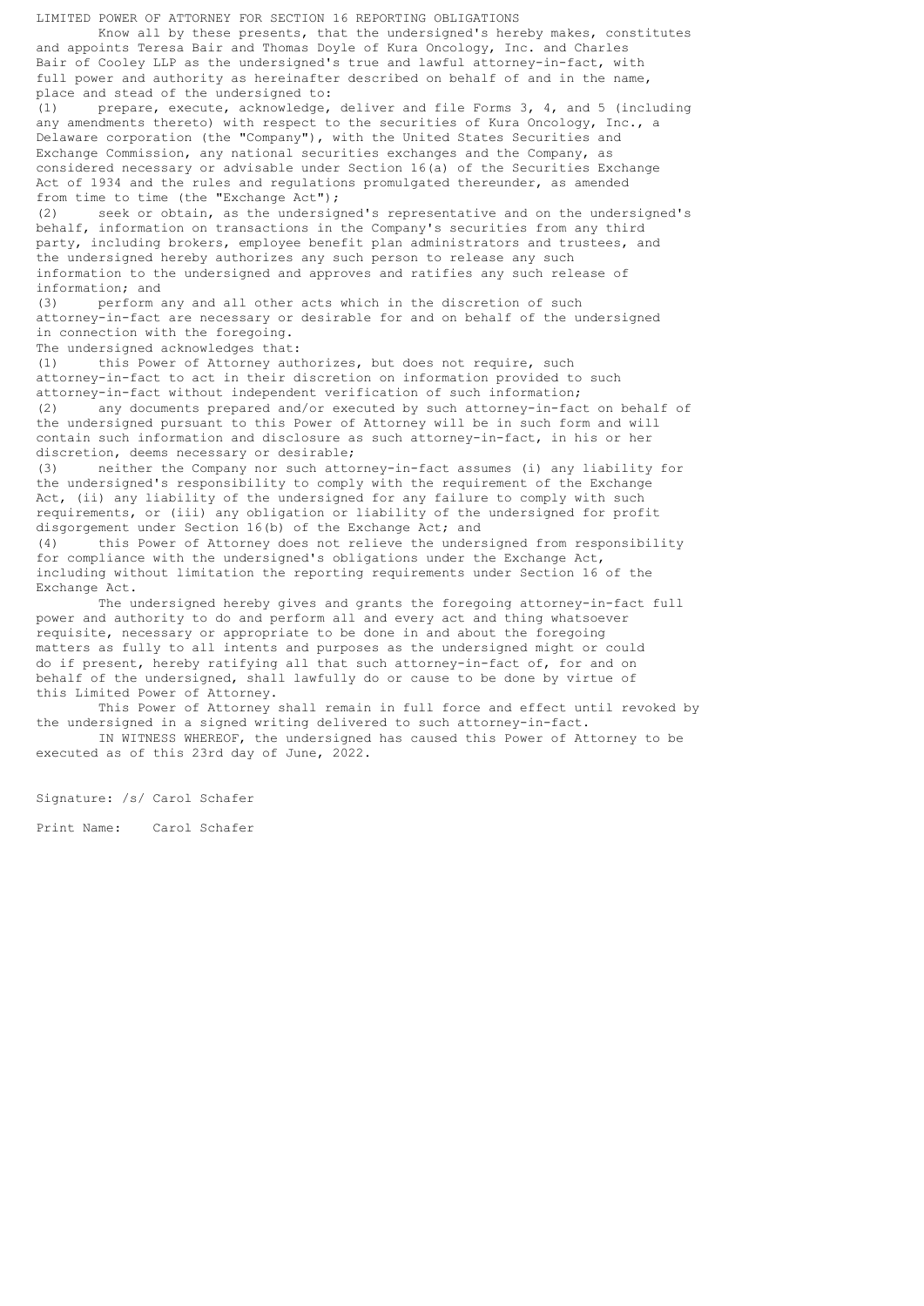# LIMITED POWER OF ATTORNEY FOR SECTION 16 REPORTING OBLIGATIONS

Know all by these presents, that the undersigned's hereby makes, constitutes and appoints Teresa Bair and Thomas Doyle of Kura Oncology, Inc. and Charles Bair of Cooley LLP as the undersigned's true and lawful attorney-in-fact, with full power and authority as hereinafter described on behalf of and in the name, place and stead of the undersigned to:

(1) prepare, execute, acknowledge, deliver and file Forms 3, 4, and 5 (including any amendments thereto) with respect to the securities of Kura Oncology, Inc., a Delaware corporation (the "Company"), with the United States Securities and Exchange Commission, any national securities exchanges and the Company, as considered necessary or advisable under Section 16(a) of the Securities Exchange Act of 1934 and the rules and regulations promulgated thereunder, as amended from time to time (the "Exchange Act");

(2) seek or obtain, as the undersigned's representative and on the undersigned's behalf, information on transactions in the Company's securities from any third party, including brokers, employee benefit plan administrators and trustees, and the undersigned hereby authorizes any such person to release any such information to the undersigned and approves and ratifies any such release of information; and

(3) perform any and all other acts which in the discretion of such attorney-in-fact are necessary or desirable for and on behalf of the undersigned in connection with the foregoing.

The undersigned acknowledges that:

(1) this Power of Attorney authorizes, but does not require, such attorney-in-fact to act in their discretion on information provided to such attorney-in-fact without independent verification of such information;

(2) any documents prepared and/or executed by such attorney-in-fact on behalf of the undersigned pursuant to this Power of Attorney will be in such form and will contain such information and disclosure as such attorney-in-fact, in his or her discretion, deems necessary or desirable;

(3) neither the Company nor such attorney-in-fact assumes (i) any liability for the undersigned's responsibility to comply with the requirement of the Exchange Act, (ii) any liability of the undersigned for any failure to comply with such requirements, or (iii) any obligation or liability of the undersigned for profit disgorgement under Section 16(b) of the Exchange Act; and

(4) this Power of Attorney does not relieve the undersigned from responsibility for compliance with the undersigned's obligations under the Exchange Act, including without limitation the reporting requirements under Section 16 of the Exchange Act.

The undersigned hereby gives and grants the foregoing attorney-in-fact full power and authority to do and perform all and every act and thing whatsoever requisite, necessary or appropriate to be done in and about the foregoing matters as fully to all intents and purposes as the undersigned might or could do if present, hereby ratifying all that such attorney-in-fact of, for and on behalf of the undersigned, shall lawfully do or cause to be done by virtue of this Limited Power of Attorney.

This Power of Attorney shall remain in full force and effect until revoked by the undersigned in a signed writing delivered to such attorney-in-fact.

IN WITNESS WHEREOF, the undersigned has caused this Power of Attorney to be executed as of this 23rd day of June, 2022.

Signature: /s/ Carol Schafer

Print Name: Carol Schafer